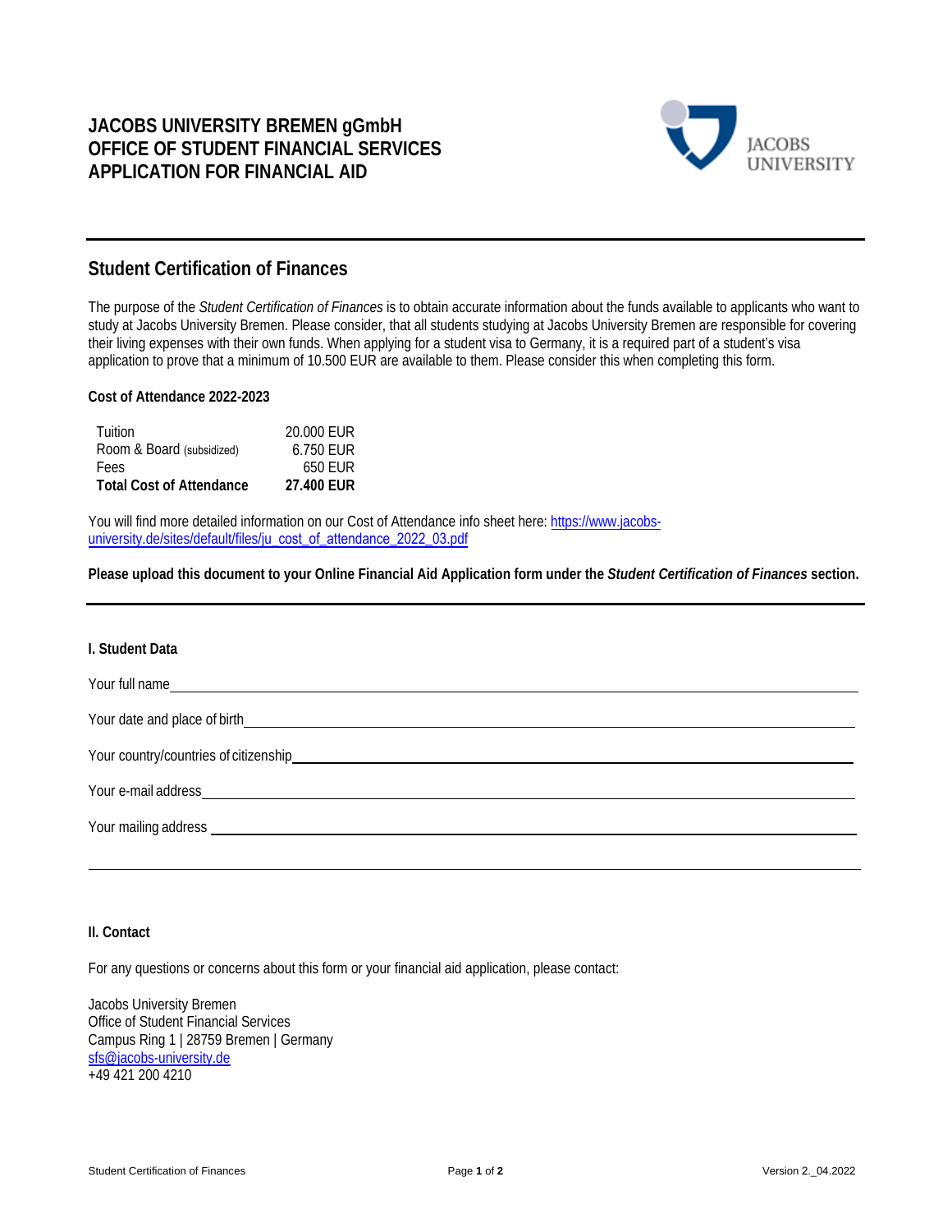# JACOBS UNIVERSITY BREMEN gGmbH
# OFFICE OF STUDENT FINANCIAL SERVICES
# APPLICATION FOR FINANCIAL AID

JACOBS UNIVERSITY

## Student Certification of Finances

The purpose of the *Student Certification of Finances* is to obtain accurate information about the funds available to applicants who want to study at Jacobs University Bremen. Please consider, that all students studying at Jacobs University Bremen are responsible for covering their living expenses with their own funds. When applying for a student visa to Germany, it is a required part of a student's visa application to prove that a minimum of 10.500 EUR are available to them. Please consider this when completing this form.

**Cost of Attendance 2022-2023**

| | |
|---|---|
| Tuition | 20.000 EUR |
| Room & Board (subsidized) | 6.750 EUR |
| Fees | 650 EUR |
| **Total Cost of Attendance** | **27.400 EUR** |

You will find more detailed information on our Cost of Attendance info sheet here: https://www.jacobs-university.de/sites/default/files/ju_cost_of_attendance_2022_03.pdf

**Please upload this document to your Online Financial Aid Application form under the *Student Certification of Finances* section.**

**I. Student Data**

Your full name ____________________

Your date and place of birth ____________________

Your country/countries of citizenship ____________________

Your e-mail address ____________________

Your mailing address ____________________

____________________

**II. Contact**

For any questions or concerns about this form or your financial aid application, please contact:

Jacobs University Bremen
Office of Student Financial Services
Campus Ring 1 | 28759 Bremen | Germany
sfs@jacobs-university.de
+49 421 200 4210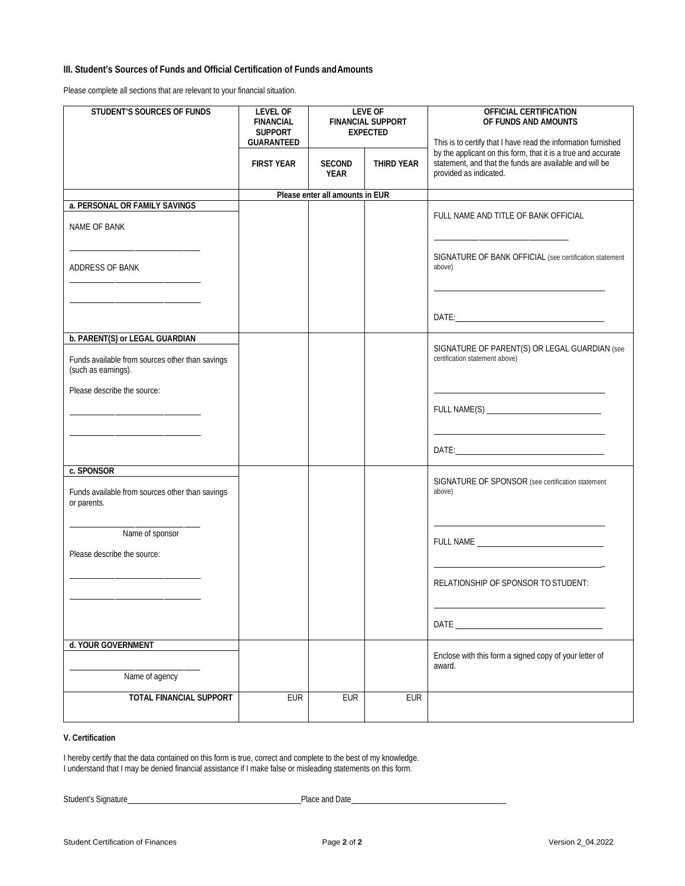### III. Student's Sources of Funds and Official Certification of Funds and Amounts

Please complete all sections that are relevant to your financial situation.

| STUDENT'S SOURCES OF FUNDS | LEVEL OF FINANCIAL SUPPORT GUARANTEED | LEVE OF FINANCIAL SUPPORT EXPECTED | | OFFICIAL CERTIFICATION OF FUNDS AND AMOUNTS<br>This is to certify that I have read the information furnished by the applicant on this form, that it is a true and accurate statement, and that the funds are available and will be provided as indicated. |
|---|---|---|---|---|
| | FIRST YEAR | SECOND YEAR | THIRD YEAR | |
| | Please enter all amounts in EUR | | | |
| **a. PERSONAL OR FAMILY SAVINGS**<br>NAME OF BANK<br>\_\_\_\_\_\_\_\_\_\_\_\_\_\_\_\_<br>ADDRESS OF BANK<br>\_\_\_\_\_\_\_\_\_\_\_\_\_\_\_\_<br>\_\_\_\_\_\_\_\_\_\_\_\_\_\_\_\_ | | | | FULL NAME AND TITLE OF BANK OFFICIAL<br>\_\_\_\_\_\_\_\_\_\_\_\_\_\_\_\_<br>SIGNATURE OF BANK OFFICIAL (see certification statement above)<br>\_\_\_\_\_\_\_\_\_\_\_\_\_\_\_\_<br>DATE: \_\_\_\_\_\_\_\_\_\_\_\_\_\_\_\_ |
| **b. PARENT(S) or LEGAL GUARDIAN**<br>Funds available from sources other than savings (such as earnings).<br>Please describe the source:<br>\_\_\_\_\_\_\_\_\_\_\_\_\_\_\_\_<br>\_\_\_\_\_\_\_\_\_\_\_\_\_\_\_\_ | | | | SIGNATURE OF PARENT(S) OR LEGAL GUARDIAN (see certification statement above)<br>\_\_\_\_\_\_\_\_\_\_\_\_\_\_\_\_<br>FULL NAME(S) \_\_\_\_\_\_\_\_\_\_\_\_\_\_\_\_<br>\_\_\_\_\_\_\_\_\_\_\_\_\_\_\_\_<br>DATE: \_\_\_\_\_\_\_\_\_\_\_\_\_\_\_\_ |
| **c. SPONSOR**<br>Funds available from sources other than savings or parents.<br>\_\_\_\_\_\_\_\_\_\_\_\_\_\_\_\_<br>Name of sponsor<br>Please describe the source:<br>\_\_\_\_\_\_\_\_\_\_\_\_\_\_\_\_<br>\_\_\_\_\_\_\_\_\_\_\_\_\_\_\_\_ | | | | SIGNATURE OF SPONSOR (see certification statement above)<br>\_\_\_\_\_\_\_\_\_\_\_\_\_\_\_\_<br>FULL NAME \_\_\_\_\_\_\_\_\_\_\_\_\_\_\_\_<br>\_\_\_\_\_\_\_\_\_\_\_\_\_\_\_\_<br>RELATIONSHIP OF SPONSOR TO STUDENT:<br>\_\_\_\_\_\_\_\_\_\_\_\_\_\_\_\_<br>DATE \_\_\_\_\_\_\_\_\_\_\_\_\_\_\_\_ |
| **d. YOUR GOVERNMENT**<br>\_\_\_\_\_\_\_\_\_\_\_\_\_\_\_\_<br>Name of agency | | | | Enclose with this form a signed copy of your letter of award. |
| **TOTAL FINANCIAL SUPPORT** | EUR | EUR | EUR | |

### V. Certification

I hereby certify that the data contained on this form is true, correct and complete to the best of my knowledge.
I understand that I may be denied financial assistance if I make false or misleading statements on this form.

Student's Signature\_\_\_\_\_\_\_\_\_\_\_\_\_\_\_\_\_\_\_\_\_\_\_\_ Place and Date\_\_\_\_\_\_\_\_\_\_\_\_\_\_\_\_\_\_\_\_\_\_\_\_

Student Certification of Finances Version 2_04.2022